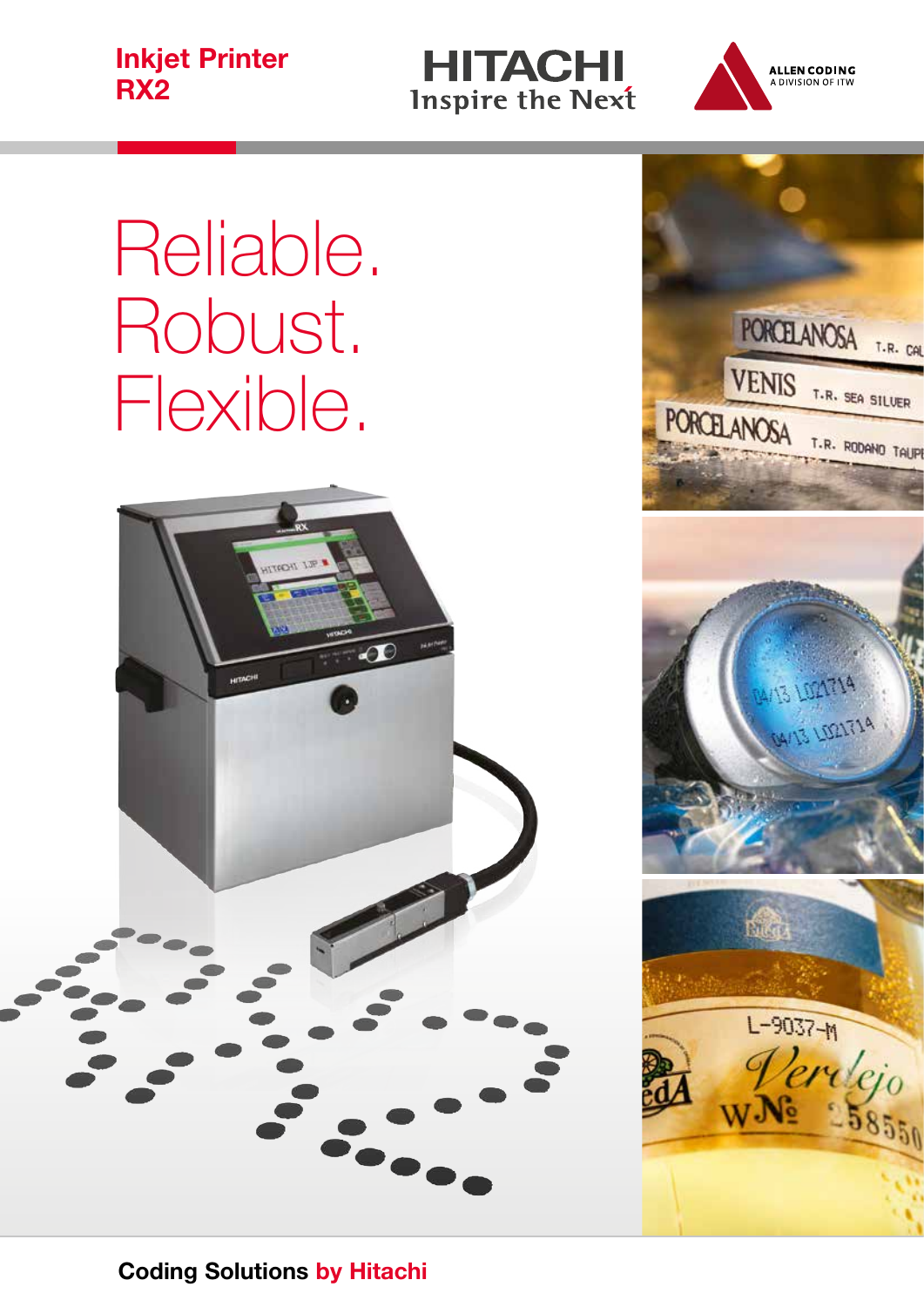# Inkjet Printer RX2

HITACHI
Inspire the Next

ALLEN CODING
A DIVISION OF ITW

# Reliable. Robust. Flexible.

**Coding Solutions by Hitachi**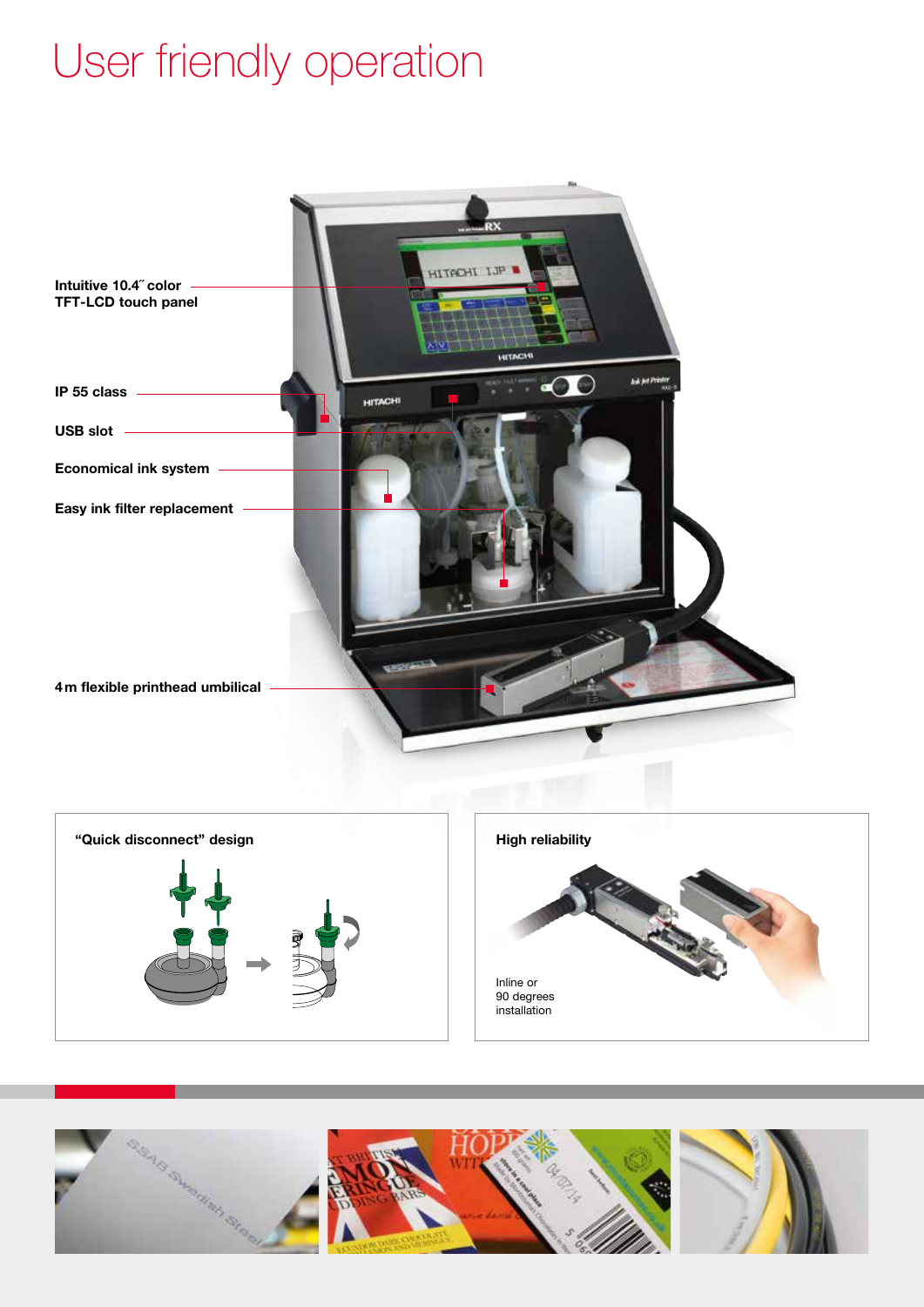# User friendly operation

**Intuitive 10.4˝ color TFT-LCD touch panel**

**IP 55 class**

**USB slot**

**Economical ink system**

**Easy ink filter replacement**

**4 m flexible printhead umbilical**

**“Quick disconnect” design**

**High reliability**

Inline or 90 degrees installation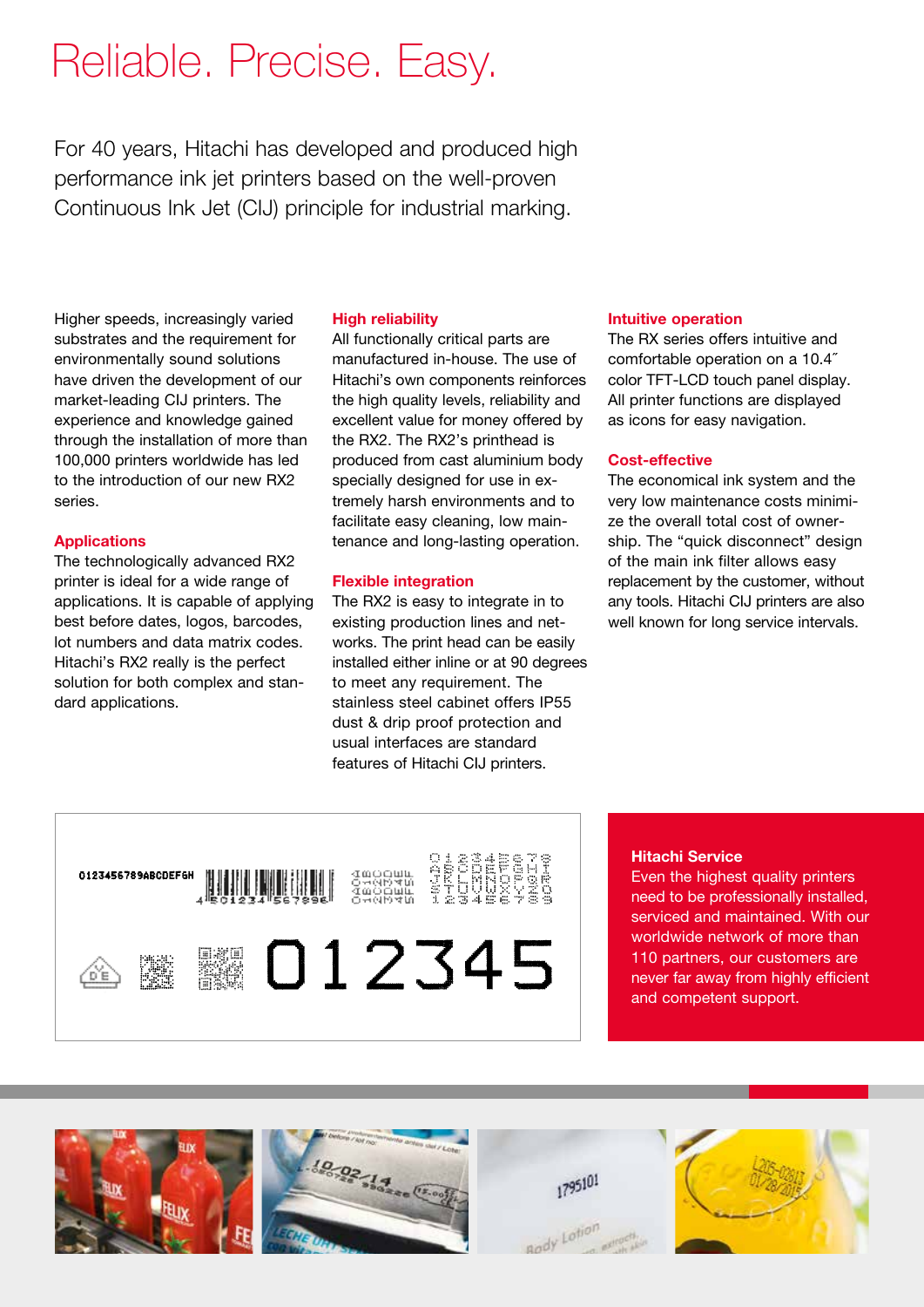# Reliable. Precise. Easy.

For 40 years, Hitachi has developed and produced high performance ink jet printers based on the well-proven Continuous Ink Jet (CIJ) principle for industrial marking.

Higher speeds, increasingly varied substrates and the requirement for environmentally sound solutions have driven the development of our market-leading CIJ printers. The experience and knowledge gained through the installation of more than 100,000 printers worldwide has led to the introduction of our new RX2 series.

### Applications

The technologically advanced RX2 printer is ideal for a wide range of applications. It is capable of applying best before dates, logos, barcodes, lot numbers and data matrix codes. Hitachi's RX2 really is the perfect solution for both complex and standard applications.

### High reliability

All functionally critical parts are manufactured in-house. The use of Hitachi's own components reinforces the high quality levels, reliability and excellent value for money offered by the RX2. The RX2's printhead is produced from cast aluminium body specially designed for use in extremely harsh environments and to facilitate easy cleaning, low maintenance and long-lasting operation.

### Flexible integration

The RX2 is easy to integrate in to existing production lines and networks. The print head can be easily installed either inline or at 90 degrees to meet any requirement. The stainless steel cabinet offers IP55 dust & drip proof protection and usual interfaces are standard features of Hitachi CIJ printers.

### Intuitive operation

The RX series offers intuitive and comfortable operation on a 10.4˝ color TFT-LCD touch panel display. All printer functions are displayed as icons for easy navigation.

### Cost-effective

The economical ink system and the very low maintenance costs minimize the overall total cost of ownership. The "quick disconnect" design of the main ink filter allows easy replacement by the customer, without any tools. Hitachi CIJ printers are also well known for long service intervals.

### Hitachi Service

Even the highest quality printers need to be professionally installed, serviced and maintained. With our worldwide network of more than 110 partners, our customers are never far away from highly efficient and competent support.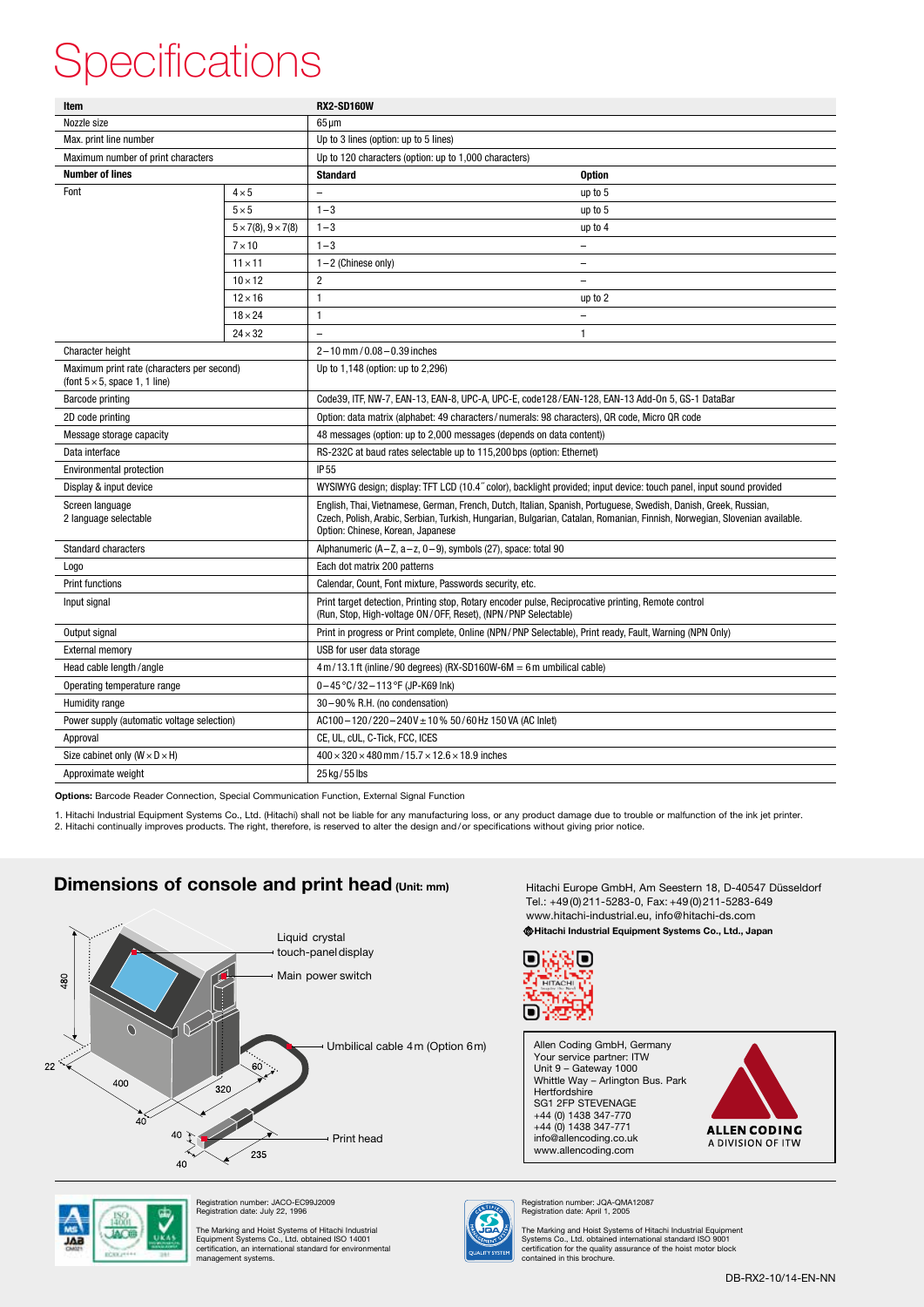# Specifications

| Item | | RX2-SD160W | |
|---|---|---|---|
| Nozzle size | | 65 µm | |
| Max. print line number | | Up to 3 lines (option: up to 5 lines) | |
| Maximum number of print characters | | Up to 120 characters (option: up to 1,000 characters) | |
| **Number of lines** | | **Standard** | **Option** |
| Font | 4 × 5 | – | up to 5 |
| | 5 × 5 | 1 – 3 | up to 5 |
| | 5 × 7(8), 9 × 7(8) | 1 – 3 | up to 4 |
| | 7 × 10 | 1 – 3 | – |
| | 11 × 11 | 1 – 2 (Chinese only) | – |
| | 10 × 12 | 2 | – |
| | 12 × 16 | 1 | up to 2 |
| | 18 × 24 | 1 | – |
| | 24 × 32 | – | 1 |
| Character height | | 2 – 10 mm / 0.08 – 0.39 inches | |
| Maximum print rate (characters per second) (font 5 × 5, space 1, 1 line) | | Up to 1,148 (option: up to 2,296) | |
| Barcode printing | | Code39, ITF, NW-7, EAN-13, EAN-8, UPC-A, UPC-E, code128 / EAN-128, EAN-13 Add-On 5, GS-1 DataBar | |
| 2D code printing | | Option: data matrix (alphabet: 49 characters / numerals: 98 characters), QR code, Micro QR code | |
| Message storage capacity | | 48 messages (option: up to 2,000 messages (depends on data content)) | |
| Data interface | | RS-232C at baud rates selectable up to 115,200 bps (option: Ethernet) | |
| Environmental protection | | IP 55 | |
| Display & input device | | WYSIWYG design; display: TFT LCD (10.4˝ color), backlight provided; input device: touch panel, input sound provided | |
| Screen language 2 language selectable | | English, Thai, Vietnamese, German, French, Dutch, Italian, Spanish, Portuguese, Swedish, Danish, Greek, Russian, Czech, Polish, Arabic, Serbian, Turkish, Hungarian, Bulgarian, Catalan, Romanian, Finnish, Norwegian, Slovenian available. Option: Chinese, Korean, Japanese | |
| Standard characters | | Alphanumeric (A – Z, a – z, 0 – 9), symbols (27), space: total 90 | |
| Logo | | Each dot matrix 200 patterns | |
| Print functions | | Calendar, Count, Font mixture, Passwords security, etc. | |
| Input signal | | Print target detection, Printing stop, Rotary encoder pulse, Reciprocative printing, Remote control (Run, Stop, High-voltage ON / OFF, Reset), (NPN / PNP Selectable) | |
| Output signal | | Print in progress or Print complete, Online (NPN / PNP Selectable), Print ready, Fault, Warning (NPN Only) | |
| External memory | | USB for user data storage | |
| Head cable length / angle | | 4 m / 13.1 ft (inline / 90 degrees) (RX-SD160W-6M = 6 m umbilical cable) | |
| Operating temperature range | | 0 – 45 °C / 32 – 113 °F (JP-K69 Ink) | |
| Humidity range | | 30 – 90 % R.H. (no condensation) | |
| Power supply (automatic voltage selection) | | AC100 – 120 / 220 – 240V ± 10 % 50 / 60 Hz 150 VA (AC Inlet) | |
| Approval | | CE, UL, cUL, C-Tick, FCC, ICES | |
| Size cabinet only (W × D × H) | | 400 × 320 × 480 mm / 15.7 × 12.6 × 18.9 inches | |
| Approximate weight | | 25 kg / 55 lbs | |

**Options:** Barcode Reader Connection, Special Communication Function, External Signal Function

1. Hitachi Industrial Equipment Systems Co., Ltd. (Hitachi) shall not be liable for any manufacturing loss, or any product damage due to trouble or malfunction of the ink jet printer.
2. Hitachi continually improves products. The right, therefore, is reserved to alter the design and / or specifications without giving prior notice.

## Dimensions of console and print head (Unit: mm)

Liquid crystal touch-panel display

Main power switch

Umbilical cable 4 m (Option 6 m)

Print head

480

22

400

320

60

40

40

235

40

Hitachi Europe GmbH, Am Seestern 18, D-40547 Düsseldorf
Tel.: +49 (0) 211-5283-0, Fax: +49 (0) 211-5283-649
www.hitachi-industrial.eu, info@hitachi-ds.com
**Hitachi Industrial Equipment Systems Co., Ltd., Japan**

Allen Coding GmbH, Germany
Your service partner: ITW
Unit 9 – Gateway 1000
Whittle Way – Arlington Bus. Park
Hertfordshire
SG1 2FP STEVENAGE
+44 (0) 1438 347-770
+44 (0) 1438 347-771
info@allencoding.co.uk
www.allencoding.com

ALLEN CODING
A DIVISION OF ITW

Registration number: JACO-EC99J2009
Registration date: July 22, 1996

The Marking and Hoist Systems of Hitachi Industrial Equipment Systems Co., Ltd. obtained ISO 14001 certification, an international standard for environmental management systems.

Registration number: JQA-QMA12087
Registration date: April 1, 2005

The Marking and Hoist Systems of Hitachi Industrial Equipment Systems Co., Ltd. obtained international standard ISO 9001 certification for the quality assurance of the hoist motor block contained in this brochure.

DB-RX2-10/14-EN-NN